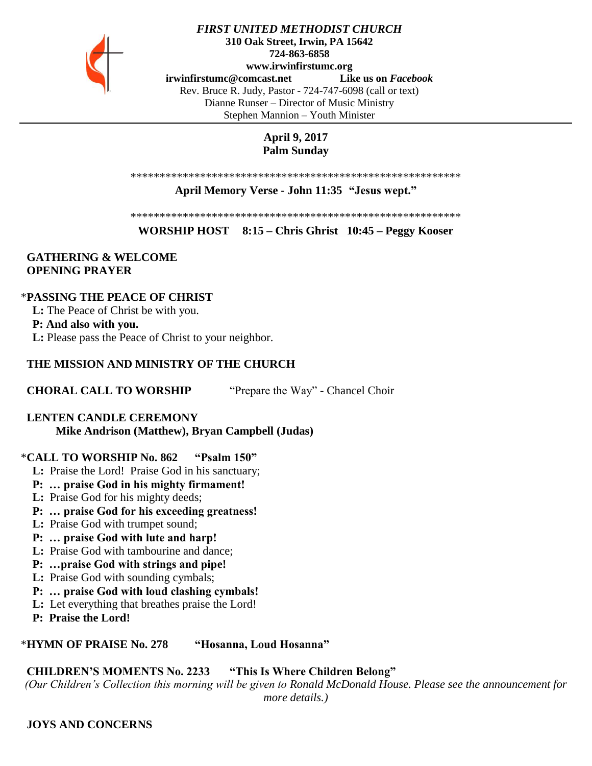***FIRST UNITED METHODIST CHURCH***
**310 Oak Street, Irwin, PA 15642**
**724-863-6858**
**www.irwinfirstumc.org**
**irwinfirstumc@comcast.net** **Like us on *Facebook***
Rev. Bruce R. Judy, Pastor - 724-747-6098 (call or text)
Dianne Runser – Director of Music Ministry
Stephen Mannion – Youth Minister

**April 9, 2017**
**Palm Sunday**

*********************************************************

**April Memory Verse - John 11:35 "Jesus wept."**

*********************************************************

**WORSHIP HOST 8:15 – Chris Ghrist 10:45 – Peggy Kooser**

**GATHERING & WELCOME**
**OPENING PRAYER**

*__PASSING THE PEACE OF CHRIST__

**L:** The Peace of Christ be with you.
**P: And also with you.**
**L:** Please pass the Peace of Christ to your neighbor.

**THE MISSION AND MINISTRY OF THE CHURCH**

**CHORAL CALL TO WORSHIP** "Prepare the Way" - Chancel Choir

**LENTEN CANDLE CEREMONY**
**Mike Andrison (Matthew), Bryan Campbell (Judas)**

*__CALL TO WORSHIP No. 862 "Psalm 150"__

**L:** Praise the Lord! Praise God in his sanctuary;
**P: … praise God in his mighty firmament!**
**L:** Praise God for his mighty deeds;
**P: … praise God for his exceeding greatness!**
**L:** Praise God with trumpet sound;
**P: … praise God with lute and harp!**
**L:** Praise God with tambourine and dance;
**P: …praise God with strings and pipe!**
**L:** Praise God with sounding cymbals;
**P: … praise God with loud clashing cymbals!**
**L:** Let everything that breathes praise the Lord!
**P: Praise the Lord!**

*__HYMN OF PRAISE No. 278 "Hosanna, Loud Hosanna"__

**CHILDREN'S MOMENTS No. 2233 "This Is Where Children Belong"**
*(Our Children's Collection this morning will be given to Ronald McDonald House. Please see the announcement for more details.)*

**JOYS AND CONCERNS**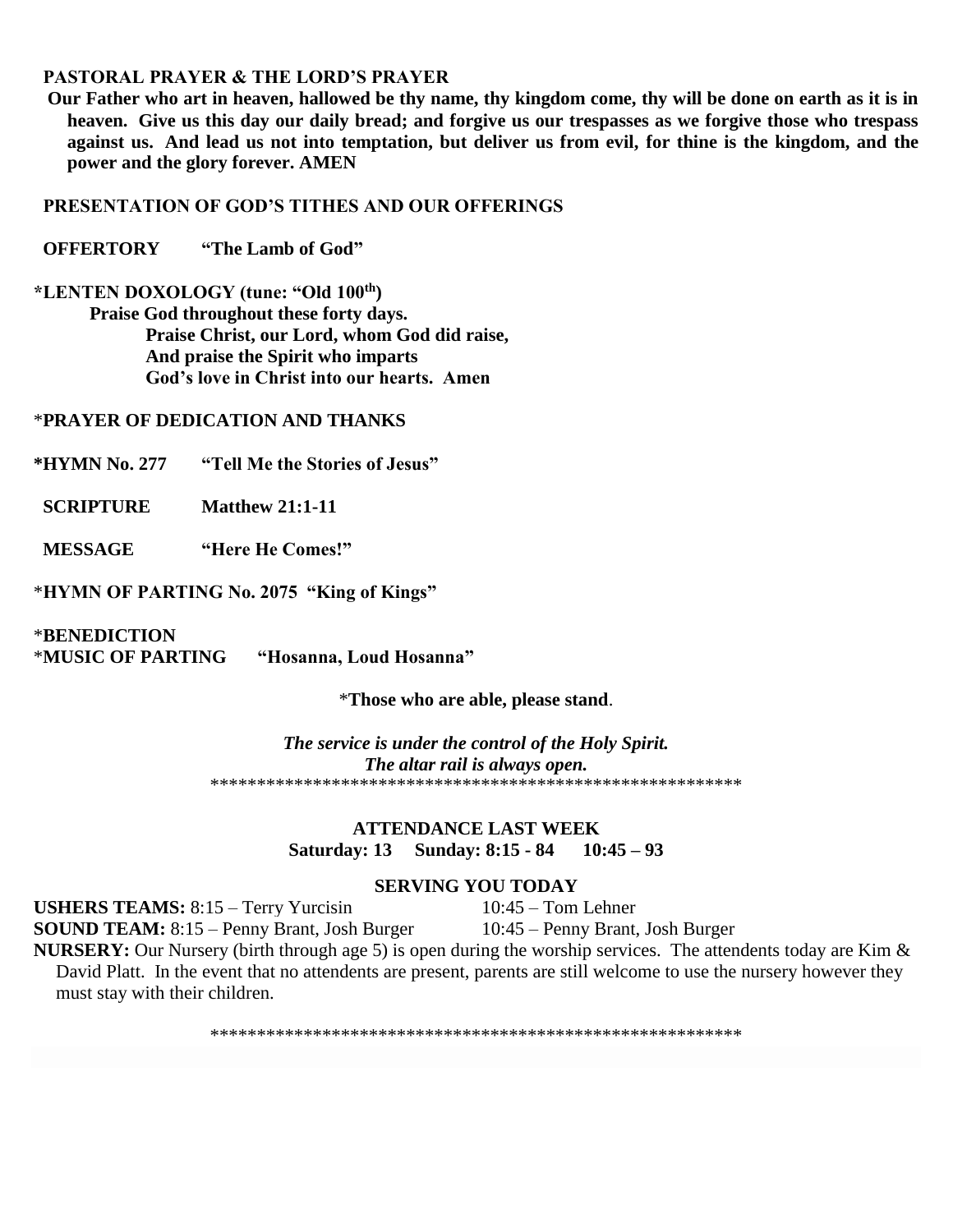**PASTORAL PRAYER & THE LORD'S PRAYER**

**Our Father who art in heaven, hallowed be thy name, thy kingdom come, thy will be done on earth as it is in heaven. Give us this day our daily bread; and forgive us our trespasses as we forgive those who trespass against us. And lead us not into temptation, but deliver us from evil, for thine is the kingdom, and the power and the glory forever. AMEN**

**PRESENTATION OF GOD'S TITHES AND OUR OFFERINGS**

**OFFERTORY "The Lamb of God"**

**\*LENTEN DOXOLOGY (tune: "Old 100th")**

**Praise God throughout these forty days.**
**Praise Christ, our Lord, whom God did raise,**
**And praise the Spirit who imparts**
**God's love in Christ into our hearts. Amen**

\***PRAYER OF DEDICATION AND THANKS**

**\*HYMN No. 277 "Tell Me the Stories of Jesus"**

**SCRIPTURE Matthew 21:1-11**

**MESSAGE "Here He Comes!"**

\***HYMN OF PARTING No. 2075 "King of Kings"**

\***BENEDICTION**
\***MUSIC OF PARTING "Hosanna, Loud Hosanna"**

\***Those who are able, please stand**.

***The service is under the control of the Holy Spirit.***
***The altar rail is always open.***

\*\*\*\*\*\*\*\*\*\*\*\*\*\*\*\*\*\*\*\*\*\*\*\*\*\*\*\*\*\*\*\*\*\*\*\*\*\*\*\*\*\*\*\*\*\*\*\*\*\*\*\*\*\*\*\*\*\*

**ATTENDANCE LAST WEEK**
**Saturday: 13 Sunday: 8:15 - 84 10:45 – 93**

**SERVING YOU TODAY**

**USHERS TEAMS:** 8:15 – Terry Yurcisin 10:45 – Tom Lehner
**SOUND TEAM:** 8:15 – Penny Brant, Josh Burger 10:45 – Penny Brant, Josh Burger
**NURSERY:** Our Nursery (birth through age 5) is open during the worship services. The attendents today are Kim & David Platt. In the event that no attendents are present, parents are still welcome to use the nursery however they must stay with their children.

\*\*\*\*\*\*\*\*\*\*\*\*\*\*\*\*\*\*\*\*\*\*\*\*\*\*\*\*\*\*\*\*\*\*\*\*\*\*\*\*\*\*\*\*\*\*\*\*\*\*\*\*\*\*\*\*\*\*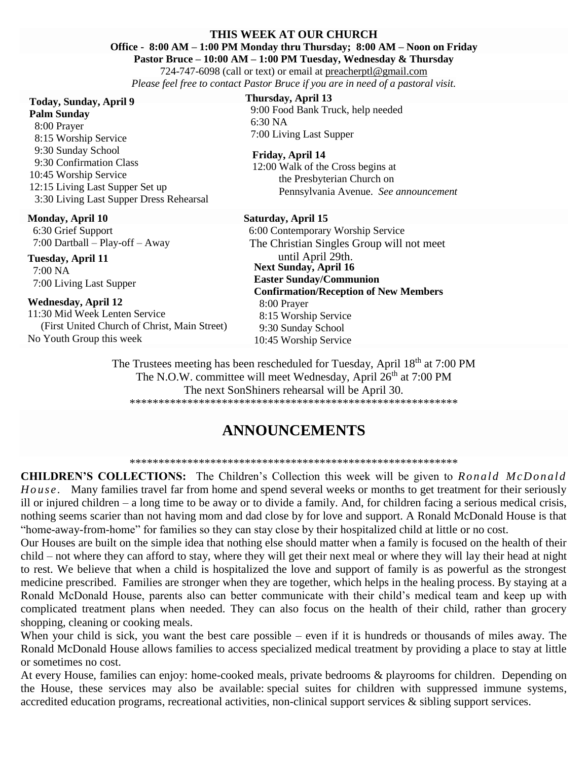**THIS WEEK AT OUR CHURCH**

**Office - 8:00 AM – 1:00 PM Monday thru Thursday; 8:00 AM – Noon on Friday**

**Pastor Bruce – 10:00 AM – 1:00 PM Tuesday, Wednesday & Thursday**

724-747-6098 (call or text) or email at preacherptl@gmail.com

*Please feel free to contact Pastor Bruce if you are in need of a pastoral visit.*

**Today, Sunday, April 9**
**Palm Sunday**
8:00 Prayer
8:15 Worship Service
9:30 Sunday School
9:30 Confirmation Class
10:45 Worship Service
12:15 Living Last Supper Set up
3:30 Living Last Supper Dress Rehearsal

**Monday, April 10**
6:30 Grief Support
7:00 Dartball – Play-off – Away

**Tuesday, April 11**
7:00 NA
7:00 Living Last Supper

**Wednesday, April 12**
11:30 Mid Week Lenten Service
(First United Church of Christ, Main Street)
No Youth Group this week

**Thursday, April 13**
9:00 Food Bank Truck, help needed
6:30 NA
7:00 Living Last Supper

**Friday, April 14**
12:00 Walk of the Cross begins at the Presbyterian Church on Pennsylvania Avenue. *See announcement*

**Saturday, April 15**
6:00 Contemporary Worship Service
The Christian Singles Group will not meet until April 29th.

**Next Sunday, April 16**
**Easter Sunday/Communion**
**Confirmation/Reception of New Members**
8:00 Prayer
8:15 Worship Service
9:30 Sunday School
10:45 Worship Service

The Trustees meeting has been rescheduled for Tuesday, April 18th at 7:00 PM
The N.O.W. committee will meet Wednesday, April 26th at 7:00 PM
The next SonShiners rehearsal will be April 30.

************************************************************

# ANNOUNCEMENTS

************************************************************

**CHILDREN'S COLLECTIONS:** The Children's Collection this week will be given to *Ronald McDonald House*. Many families travel far from home and spend several weeks or months to get treatment for their seriously ill or injured children – a long time to be away or to divide a family. And, for children facing a serious medical crisis, nothing seems scarier than not having mom and dad close by for love and support. A Ronald McDonald House is that "home-away-from-home" for families so they can stay close by their hospitalized child at little or no cost.

Our Houses are built on the simple idea that nothing else should matter when a family is focused on the health of their child – not where they can afford to stay, where they will get their next meal or where they will lay their head at night to rest. We believe that when a child is hospitalized the love and support of family is as powerful as the strongest medicine prescribed. Families are stronger when they are together, which helps in the healing process. By staying at a Ronald McDonald House, parents also can better communicate with their child's medical team and keep up with complicated treatment plans when needed. They can also focus on the health of their child, rather than grocery shopping, cleaning or cooking meals.

When your child is sick, you want the best care possible – even if it is hundreds or thousands of miles away. The Ronald McDonald House allows families to access specialized medical treatment by providing a place to stay at little or sometimes no cost.

At every House, families can enjoy: home-cooked meals, private bedrooms & playrooms for children. Depending on the House, these services may also be available: special suites for children with suppressed immune systems, accredited education programs, recreational activities, non-clinical support services & sibling support services.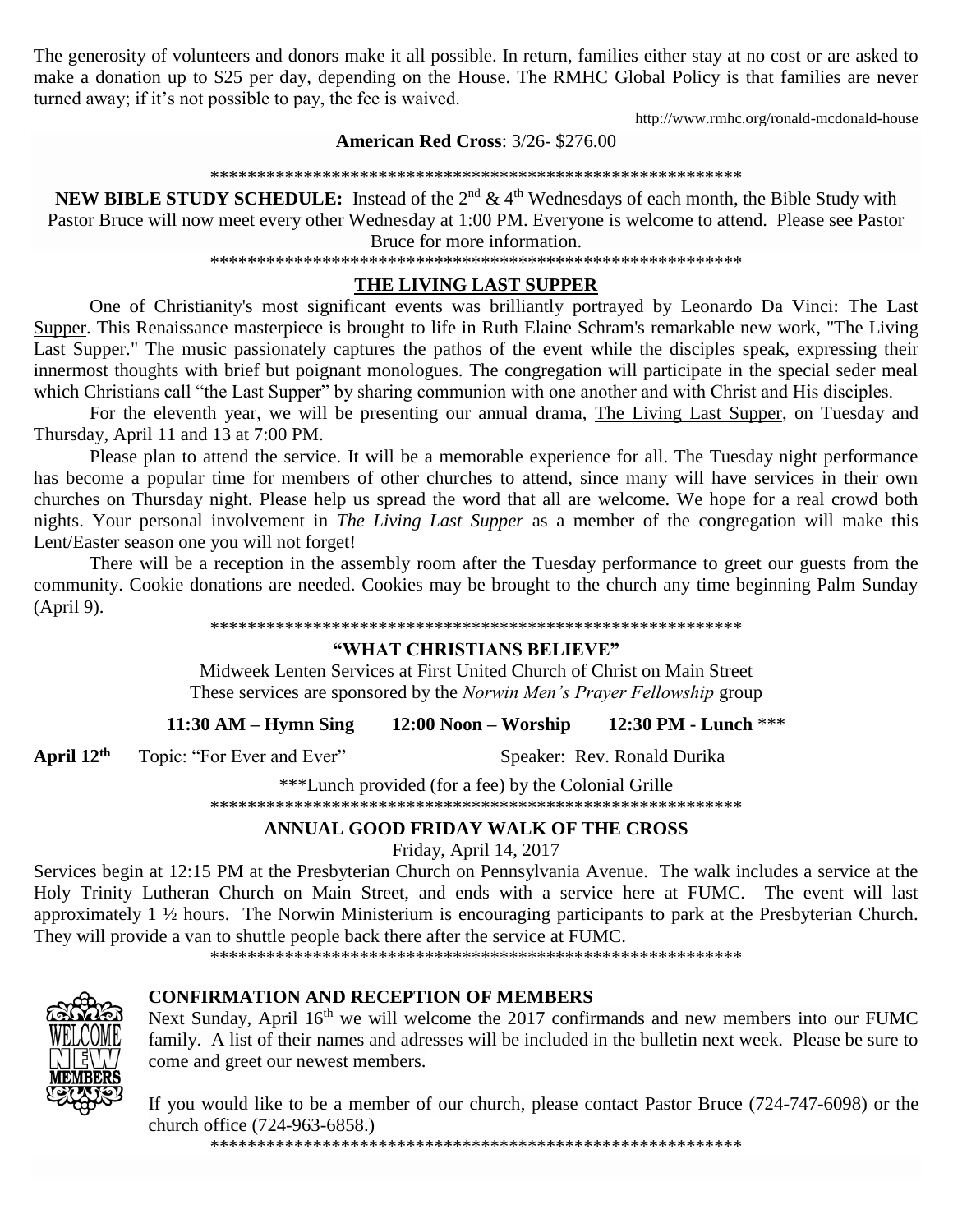The generosity of volunteers and donors make it all possible. In return, families either stay at no cost or are asked to make a donation up to $25 per day, depending on the House. The RMHC Global Policy is that families are never turned away; if it's not possible to pay, the fee is waived.

http://www.rmhc.org/ronald-mcdonald-house

**American Red Cross**: 3/26- $276.00

************************************************************

**NEW BIBLE STUDY SCHEDULE:** Instead of the 2nd & 4th Wednesdays of each month, the Bible Study with Pastor Bruce will now meet every other Wednesday at 1:00 PM. Everyone is welcome to attend. Please see Pastor Bruce for more information.

************************************************************

## THE LIVING LAST SUPPER

One of Christianity's most significant events was brilliantly portrayed by Leonardo Da Vinci: The Last Supper. This Renaissance masterpiece is brought to life in Ruth Elaine Schram's remarkable new work, "The Living Last Supper." The music passionately captures the pathos of the event while the disciples speak, expressing their innermost thoughts with brief but poignant monologues. The congregation will participate in the special seder meal which Christians call "the Last Supper" by sharing communion with one another and with Christ and His disciples.

For the eleventh year, we will be presenting our annual drama, The Living Last Supper, on Tuesday and Thursday, April 11 and 13 at 7:00 PM.

Please plan to attend the service. It will be a memorable experience for all. The Tuesday night performance has become a popular time for members of other churches to attend, since many will have services in their own churches on Thursday night. Please help us spread the word that all are welcome. We hope for a real crowd both nights. Your personal involvement in *The Living Last Supper* as a member of the congregation will make this Lent/Easter season one you will not forget!

There will be a reception in the assembly room after the Tuesday performance to greet our guests from the community. Cookie donations are needed. Cookies may be brought to the church any time beginning Palm Sunday (April 9).

************************************************************

## "WHAT CHRISTIANS BELIEVE"

Midweek Lenten Services at First United Church of Christ on Main Street
These services are sponsored by the *Norwin Men's Prayer Fellowship* group

**11:30 AM – Hymn Sing** **12:00 Noon – Worship** **12:30 PM - Lunch** ***

**April 12th** Topic: "For Ever and Ever" Speaker: Rev. Ronald Durika

***Lunch provided (for a fee) by the Colonial Grille

************************************************************

## ANNUAL GOOD FRIDAY WALK OF THE CROSS

Friday, April 14, 2017

Services begin at 12:15 PM at the Presbyterian Church on Pennsylvania Avenue. The walk includes a service at the Holy Trinity Lutheran Church on Main Street, and ends with a service here at FUMC. The event will last approximately 1 ½ hours. The Norwin Ministerium is encouraging participants to park at the Presbyterian Church. They will provide a van to shuttle people back there after the service at FUMC.

************************************************************

## CONFIRMATION AND RECEPTION OF MEMBERS

Next Sunday, April 16th we will welcome the 2017 confirmands and new members into our FUMC family. A list of their names and adresses will be included in the bulletin next week. Please be sure to come and greet our newest members.

If you would like to be a member of our church, please contact Pastor Bruce (724-747-6098) or the church office (724-963-6858.)

************************************************************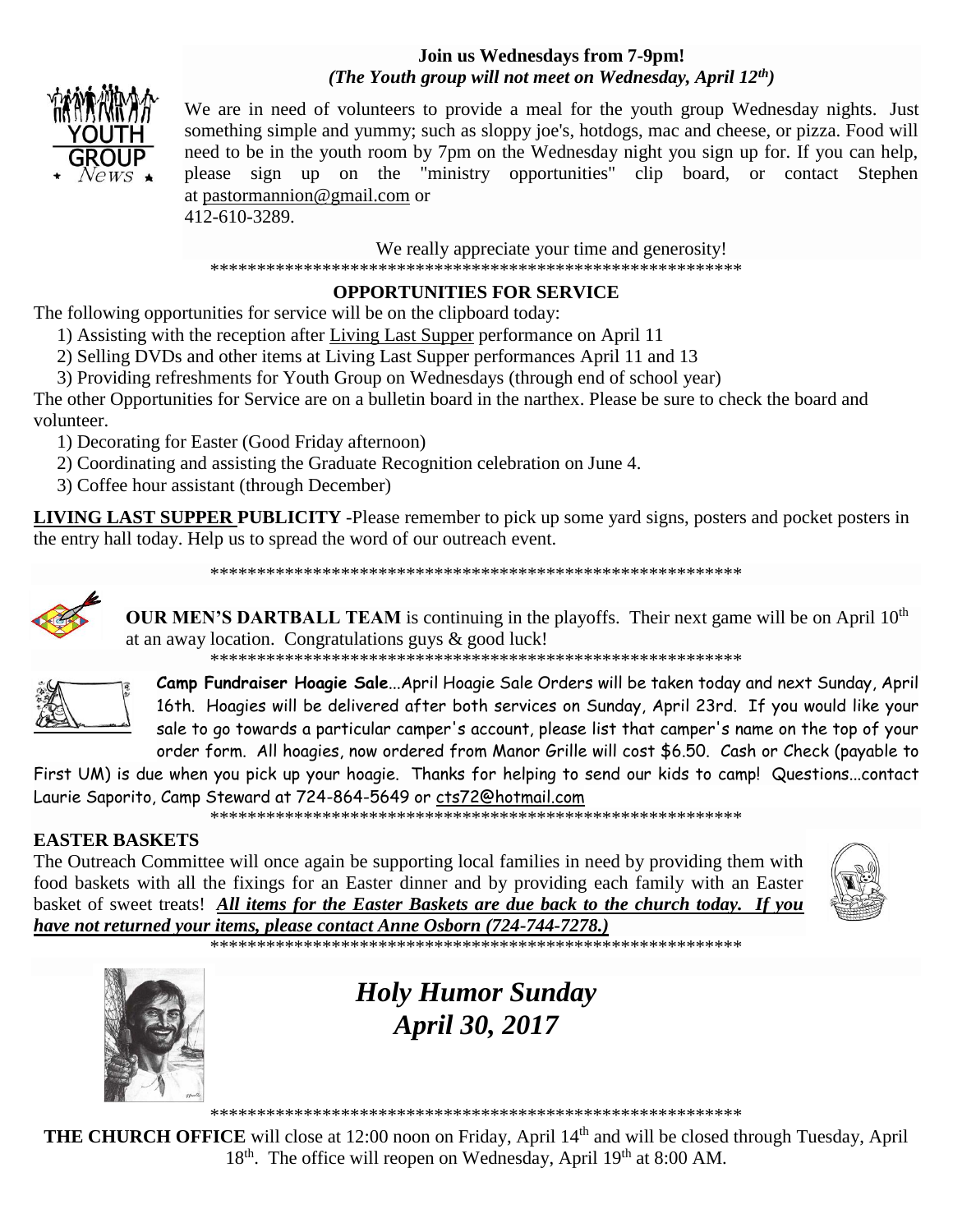**Join us Wednesdays from 7-9pm!**
***(The Youth group will not meet on Wednesday, April 12th)***

We are in need of volunteers to provide a meal for the youth group Wednesday nights. Just something simple and yummy; such as sloppy joe's, hotdogs, mac and cheese, or pizza. Food will need to be in the youth room by 7pm on the Wednesday night you sign up for. If you can help, please sign up on the "ministry opportunities" clip board, or contact Stephen at pastormannion@gmail.com or 412-610-3289.

We really appreciate your time and generosity!

**************************************************************

## OPPORTUNITIES FOR SERVICE

The following opportunities for service will be on the clipboard today:

1) Assisting with the reception after Living Last Supper performance on April 11
2) Selling DVDs and other items at Living Last Supper performances April 11 and 13
3) Providing refreshments for Youth Group on Wednesdays (through end of school year)

The other Opportunities for Service are on a bulletin board in the narthex. Please be sure to check the board and volunteer.

1) Decorating for Easter (Good Friday afternoon)
2) Coordinating and assisting the Graduate Recognition celebration on June 4.
3) Coffee hour assistant (through December)

**LIVING LAST SUPPER PUBLICITY** -Please remember to pick up some yard signs, posters and pocket posters in the entry hall today. Help us to spread the word of our outreach event.

**************************************************************

**OUR MEN'S DARTBALL TEAM** is continuing in the playoffs. Their next game will be on April 10th at an away location. Congratulations guys & good luck!

**************************************************************

**Camp Fundraiser Hoagie Sale**...April Hoagie Sale Orders will be taken today and next Sunday, April 16th. Hoagies will be delivered after both services on Sunday, April 23rd. If you would like your sale to go towards a particular camper's account, please list that camper's name on the top of your order form. All hoagies, now ordered from Manor Grille will cost $6.50. Cash or Check (payable to First UM) is due when you pick up your hoagie. Thanks for helping to send our kids to camp! Questions...contact Laurie Saporito, Camp Steward at 724-864-5649 or cts72@hotmail.com

**************************************************************

## EASTER BASKETS

The Outreach Committee will once again be supporting local families in need by providing them with food baskets with all the fixings for an Easter dinner and by providing each family with an Easter basket of sweet treats! ***All items for the Easter Baskets are due back to the church today. If you have not returned your items, please contact Anne Osborn (724-744-7278.)***

**************************************************************

## *Holy Humor Sunday*
## *April 30, 2017*

**************************************************************

**THE CHURCH OFFICE** will close at 12:00 noon on Friday, April 14th and will be closed through Tuesday, April 18th. The office will reopen on Wednesday, April 19th at 8:00 AM.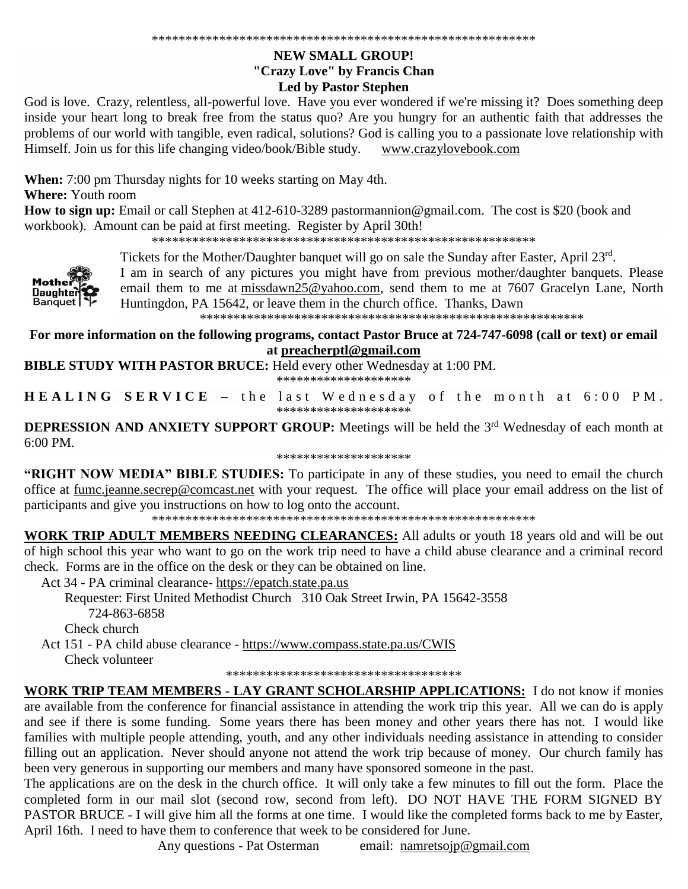************************************************************

**NEW SMALL GROUP!**
**"Crazy Love" by Francis Chan**
**Led by Pastor Stephen**

God is love. Crazy, relentless, all-powerful love. Have you ever wondered if we're missing it? Does something deep inside your heart long to break free from the status quo? Are you hungry for an authentic faith that addresses the problems of our world with tangible, even radical, solutions? God is calling you to a passionate love relationship with Himself. Join us for this life changing video/book/Bible study. www.crazylovebook.com

**When:** 7:00 pm Thursday nights for 10 weeks starting on May 4th.
**Where:** Youth room
**How to sign up:** Email or call Stephen at 412-610-3289 pastormannion@gmail.com. The cost is $20 (book and workbook). Amount can be paid at first meeting. Register by April 30th!

************************************************************

Mother Daughter Banquet

Tickets for the Mother/Daughter banquet will go on sale the Sunday after Easter, April 23rd. I am in search of any pictures you might have from previous mother/daughter banquets. Please email them to me at missdawn25@yahoo.com, send them to me at 7607 Gracelyn Lane, North Huntingdon, PA 15642, or leave them in the church office. Thanks, Dawn

************************************************************

**For more information on the following programs, contact Pastor Bruce at 724-747-6098 (call or text) or email at preacherptl@gmail.com**

**BIBLE STUDY WITH PASTOR BRUCE:** Held every other Wednesday at 1:00 PM.

********************

**HEALING SERVICE** – the last Wednesday of the month at 6:00 PM.

********************

**DEPRESSION AND ANXIETY SUPPORT GROUP:** Meetings will be held the 3rd Wednesday of each month at 6:00 PM.

********************

**"RIGHT NOW MEDIA" BIBLE STUDIES:** To participate in any of these studies, you need to email the church office at fumc.jeanne.secrep@comcast.net with your request. The office will place your email address on the list of participants and give you instructions on how to log onto the account.

************************************************************

**WORK TRIP ADULT MEMBERS NEEDING CLEARANCES:** All adults or youth 18 years old and will be out of high school this year who want to go on the work trip need to have a child abuse clearance and a criminal record check. Forms are in the office on the desk or they can be obtained on line.

Act 34 - PA criminal clearance- https://epatch.state.pa.us
Requester: First United Methodist Church 310 Oak Street Irwin, PA 15642-3558
724-863-6858
Check church

Act 151 - PA child abuse clearance - https://www.compass.state.pa.us/CWIS
Check volunteer

************************************

**WORK TRIP TEAM MEMBERS - LAY GRANT SCHOLARSHIP APPLICATIONS:** I do not know if monies are available from the conference for financial assistance in attending the work trip this year. All we can do is apply and see if there is some funding. Some years there has been money and other years there has not. I would like families with multiple people attending, youth, and any other individuals needing assistance in attending to consider filling out an application. Never should anyone not attend the work trip because of money. Our church family has been very generous in supporting our members and many have sponsored someone in the past.

The applications are on the desk in the church office. It will only take a few minutes to fill out the form. Place the completed form in our mail slot (second row, second from left). DO NOT HAVE THE FORM SIGNED BY PASTOR BRUCE - I will give him all the forms at one time. I would like the completed forms back to me by Easter, April 16th. I need to have them to conference that week to be considered for June.

Any questions - Pat Osterman email: namretsojp@gmail.com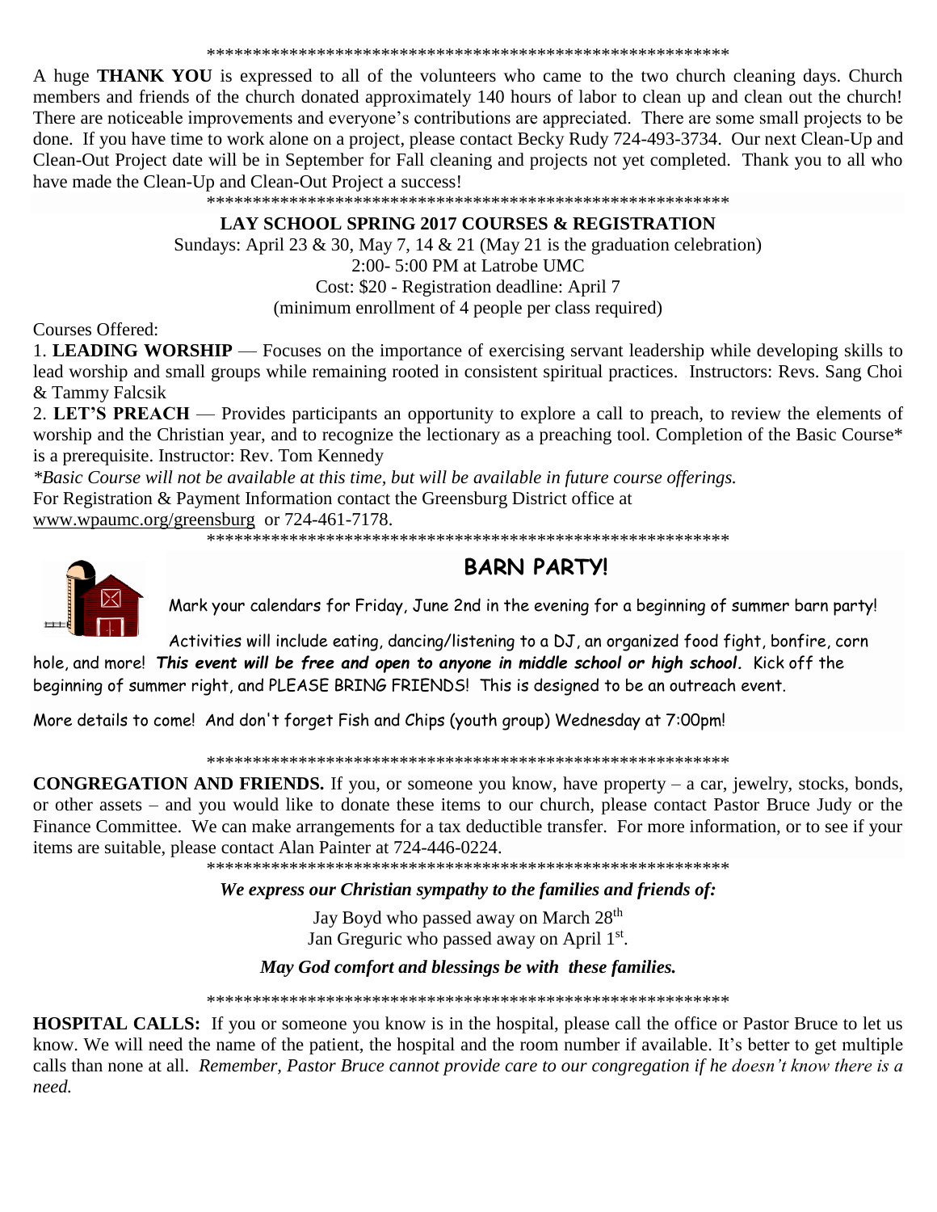\*\*\*\*\*\*\*\*\*\*\*\*\*\*\*\*\*\*\*\*\*\*\*\*\*\*\*\*\*\*\*\*\*\*\*\*\*\*\*\*\*\*\*\*\*\*\*\*\*\*\*\*\*\*\*\*\*\*\*\*

A huge **THANK YOU** is expressed to all of the volunteers who came to the two church cleaning days. Church members and friends of the church donated approximately 140 hours of labor to clean up and clean out the church! There are noticeable improvements and everyone's contributions are appreciated. There are some small projects to be done. If you have time to work alone on a project, please contact Becky Rudy 724-493-3734. Our next Clean-Up and Clean-Out Project date will be in September for Fall cleaning and projects not yet completed. Thank you to all who have made the Clean-Up and Clean-Out Project a success!

\*\*\*\*\*\*\*\*\*\*\*\*\*\*\*\*\*\*\*\*\*\*\*\*\*\*\*\*\*\*\*\*\*\*\*\*\*\*\*\*\*\*\*\*\*\*\*\*\*\*\*\*\*\*\*\*\*\*\*\*

**LAY SCHOOL SPRING 2017 COURSES & REGISTRATION**

Sundays: April 23 & 30, May 7, 14 & 21 (May 21 is the graduation celebration)
2:00- 5:00 PM at Latrobe UMC
Cost: $20 - Registration deadline: April 7
(minimum enrollment of 4 people per class required)

Courses Offered:

1. **LEADING WORSHIP** — Focuses on the importance of exercising servant leadership while developing skills to lead worship and small groups while remaining rooted in consistent spiritual practices. Instructors: Revs. Sang Choi & Tammy Falcsik
2. **LET'S PREACH** — Provides participants an opportunity to explore a call to preach, to review the elements of worship and the Christian year, and to recognize the lectionary as a preaching tool. Completion of the Basic Course* is a prerequisite. Instructor: Rev. Tom Kennedy

*\*Basic Course will not be available at this time, but will be available in future course offerings.*

For Registration & Payment Information contact the Greensburg District office at www.wpaumc.org/greensburg or 724-461-7178.

\*\*\*\*\*\*\*\*\*\*\*\*\*\*\*\*\*\*\*\*\*\*\*\*\*\*\*\*\*\*\*\*\*\*\*\*\*\*\*\*\*\*\*\*\*\*\*\*\*\*\*\*\*\*\*\*\*\*\*\*

## BARN PARTY!

Mark your calendars for Friday, June 2nd in the evening for a beginning of summer barn party!

Activities will include eating, dancing/listening to a DJ, an organized food fight, bonfire, corn hole, and more! ***This event will be free and open to anyone in middle school or high school.*** Kick off the beginning of summer right, and PLEASE BRING FRIENDS! This is designed to be an outreach event.

More details to come! And don't forget Fish and Chips (youth group) Wednesday at 7:00pm!

\*\*\*\*\*\*\*\*\*\*\*\*\*\*\*\*\*\*\*\*\*\*\*\*\*\*\*\*\*\*\*\*\*\*\*\*\*\*\*\*\*\*\*\*\*\*\*\*\*\*\*\*\*\*\*\*\*\*\*\*

**CONGREGATION AND FRIENDS.** If you, or someone you know, have property – a car, jewelry, stocks, bonds, or other assets – and you would like to donate these items to our church, please contact Pastor Bruce Judy or the Finance Committee. We can make arrangements for a tax deductible transfer. For more information, or to see if your items are suitable, please contact Alan Painter at 724-446-0224.

\*\*\*\*\*\*\*\*\*\*\*\*\*\*\*\*\*\*\*\*\*\*\*\*\*\*\*\*\*\*\*\*\*\*\*\*\*\*\*\*\*\*\*\*\*\*\*\*\*\*\*\*\*\*\*\*\*\*\*\*

***We express our Christian sympathy to the families and friends of:***

Jay Boyd who passed away on March 28th
Jan Greguric who passed away on April 1st.

***May God comfort and blessings be with these families.***

\*\*\*\*\*\*\*\*\*\*\*\*\*\*\*\*\*\*\*\*\*\*\*\*\*\*\*\*\*\*\*\*\*\*\*\*\*\*\*\*\*\*\*\*\*\*\*\*\*\*\*\*\*\*\*\*\*\*\*\*

**HOSPITAL CALLS:** If you or someone you know is in the hospital, please call the office or Pastor Bruce to let us know. We will need the name of the patient, the hospital and the room number if available. It's better to get multiple calls than none at all. *Remember, Pastor Bruce cannot provide care to our congregation if he doesn't know there is a need.*